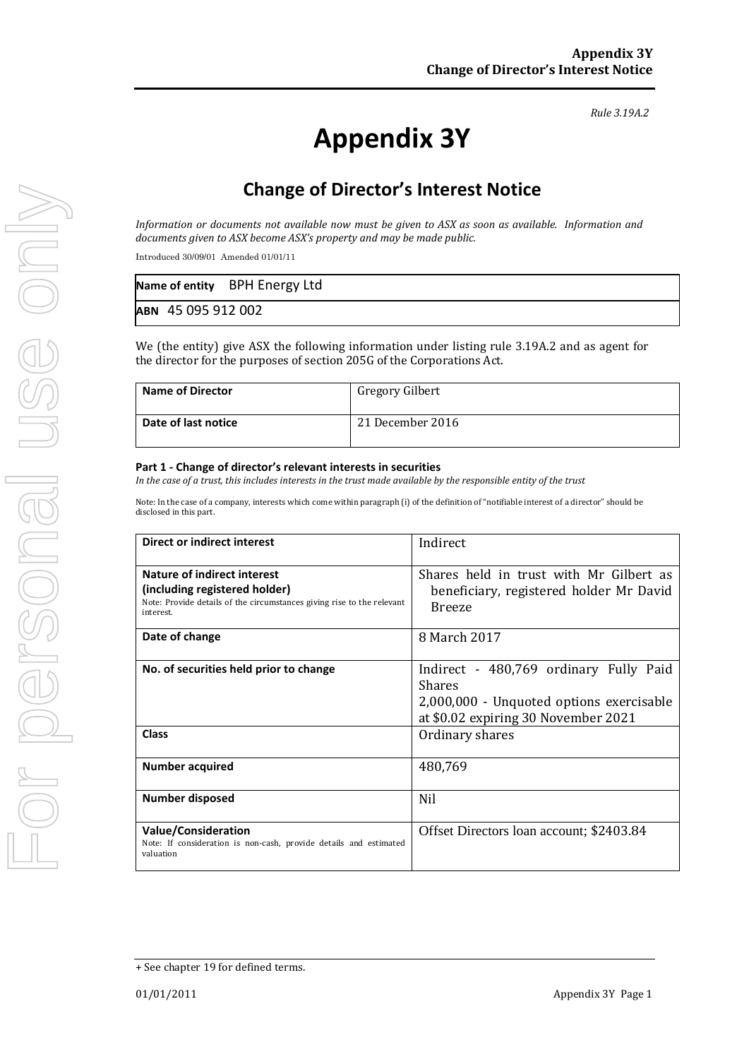*Rule 3.19A.2*

# Appendix 3Y

## Change of Director's Interest Notice

*Information or documents not available now must be given to ASX as soon as available. Information and documents given to ASX become ASX's property and may be made public.*

Introduced 30/09/01 Amended 01/01/11

| **Name of entity** BPH Energy Ltd |
|---|
| **ABN** 45 095 912 002 |

We (the entity) give ASX the following information under listing rule 3.19A.2 and as agent for the director for the purposes of section 205G of the Corporations Act.

| **Name of Director** | Gregory Gilbert |
|---|---|
| **Date of last notice** | 21 December 2016 |

#### Part 1 - Change of director's relevant interests in securities

*In the case of a trust, this includes interests in the trust made available by the responsible entity of the trust*

Note: In the case of a company, interests which come within paragraph (i) of the definition of "notifiable interest of a director" should be disclosed in this part.

| **Direct or indirect interest** | Indirect |
|---|---|
| **Nature of indirect interest (including registered holder)**<br>Note: Provide details of the circumstances giving rise to the relevant interest. | Shares held in trust with Mr Gilbert as beneficiary, registered holder Mr David Breeze |
| **Date of change** | 8 March 2017 |
| **No. of securities held prior to change** | Indirect - 480,769 ordinary Fully Paid Shares<br>2,000,000 - Unquoted options exercisable at $0.02 expiring 30 November 2021 |
| **Class** | Ordinary shares |
| **Number acquired** | 480,769 |
| **Number disposed** | Nil |
| **Value/Consideration**<br>Note: If consideration is non-cash, provide details and estimated valuation | Offset Directors loan account; $2403.84 |

+ See chapter 19 for defined terms.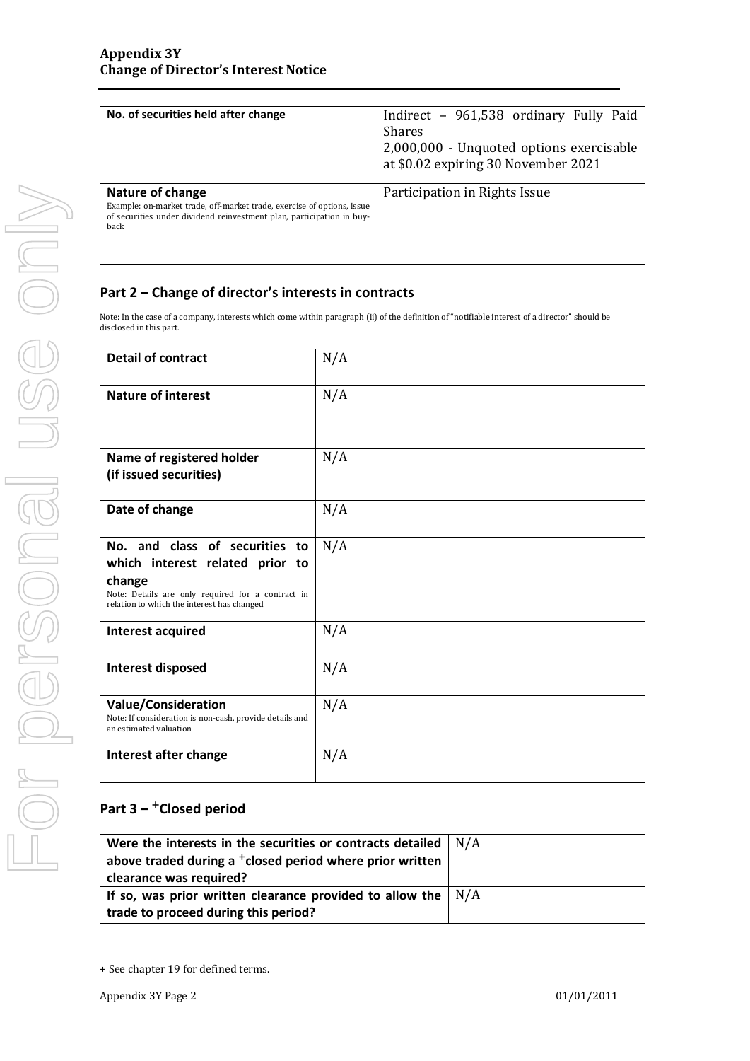| No. of securities held after change | Indirect – 961,538 ordinary Fully Paid Shares<br>2,000,000 - Unquoted options exercisable at $0.02 expiring 30 November 2021 |
|---|---|
| **Nature of change**<br>Example: on-market trade, off-market trade, exercise of options, issue of securities under dividend reinvestment plan, participation in buy-back | Participation in Rights Issue |

## Part 2 – Change of director's interests in contracts

Note: In the case of a company, interests which come within paragraph (ii) of the definition of "notifiable interest of a director" should be disclosed in this part.

| **Detail of contract** | N/A |
|---|---|
| **Nature of interest** | N/A |
| **Name of registered holder (if issued securities)** | N/A |
| **Date of change** | N/A |
| **No. and class of securities to which interest related prior to change**<br>Note: Details are only required for a contract in relation to which the interest has changed | N/A |
| **Interest acquired** | N/A |
| **Interest disposed** | N/A |
| **Value/Consideration**<br>Note: If consideration is non-cash, provide details and an estimated valuation | N/A |
| **Interest after change** | N/A |

## Part 3 – +Closed period

| **Were the interests in the securities or contracts detailed above traded during a +closed period where prior written clearance was required?** | N/A |
|---|---|
| **If so, was prior written clearance provided to allow the trade to proceed during this period?** | N/A |

+ See chapter 19 for defined terms.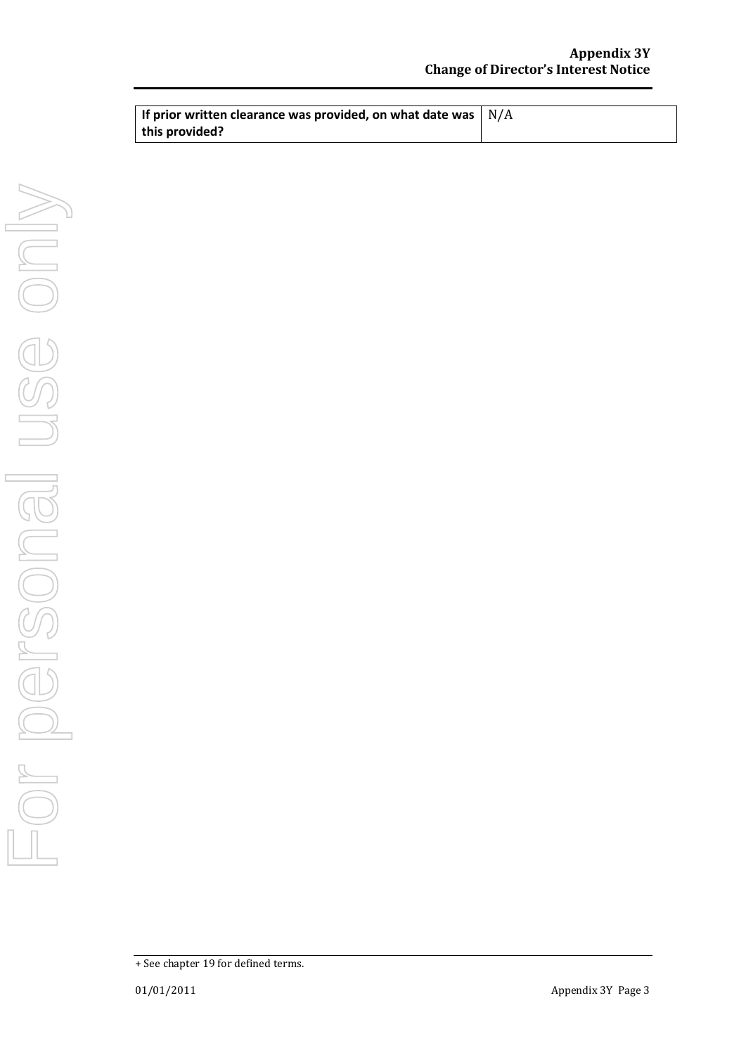| | |
|---|---|
| **If prior written clearance was provided, on what date was this provided?** | N/A |

+ See chapter 19 for defined terms.